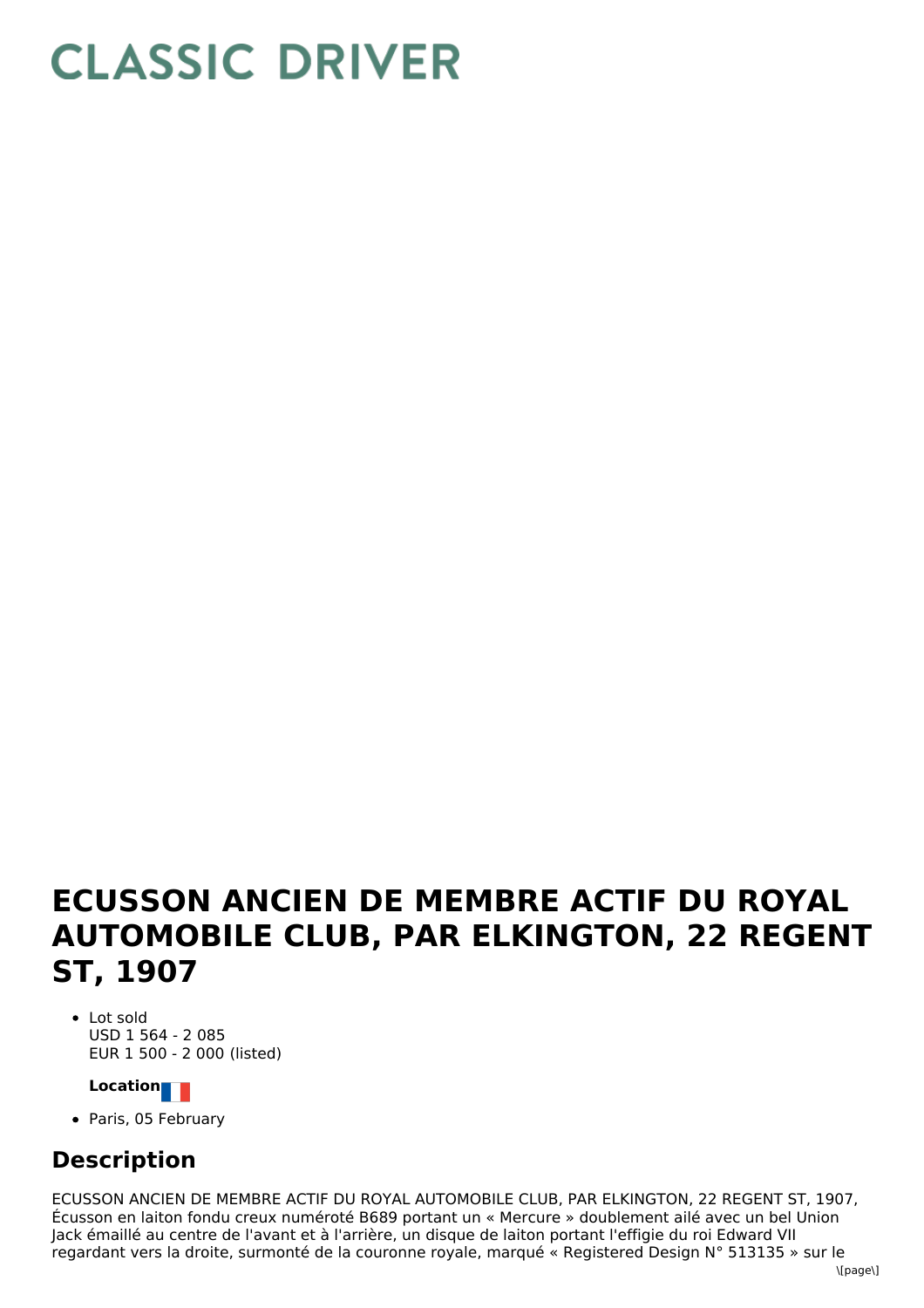# CLASSIC DRIVER

# ECUSSON ANCIEN DE MEMBRE ACTIF DU ROYAL AUTOMOBILE CLUB, PAR ELKINGTON, 22 REGENT ST, 1907

- Lot sold
  USD 1 564 - 2 085
  EUR 1 500 - 2 000 (listed)

**Location**

- Paris, 05 February

## Description

ECUSSON ANCIEN DE MEMBRE ACTIF DU ROYAL AUTOMOBILE CLUB, PAR ELKINGTON, 22 REGENT ST, 1907, Écusson en laiton fondu creux numéroté B689 portant un « Mercure » doublement ailé avec un bel Union Jack émaillé au centre de l'avant et à l'arrière, un disque de laiton portant l'effigie du roi Edward VII regardant vers la droite, surmonté de la couronne royale, marqué « Registered Design N° 513135 » sur le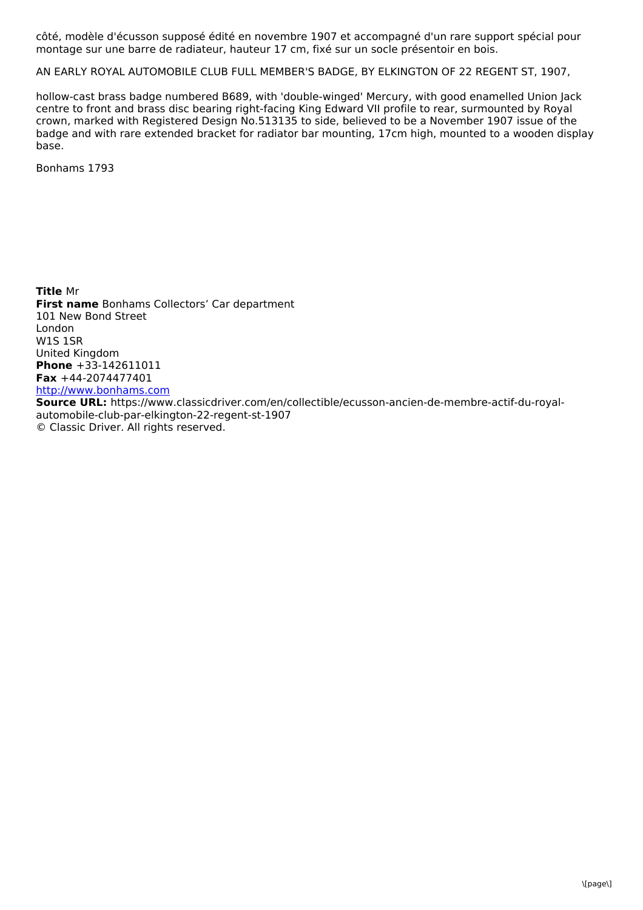côté, modèle d'écusson supposé édité en novembre 1907 et accompagné d'un rare support spécial pour montage sur une barre de radiateur, hauteur 17 cm, fixé sur un socle présentoir en bois.

AN EARLY ROYAL AUTOMOBILE CLUB FULL MEMBER'S BADGE, BY ELKINGTON OF 22 REGENT ST, 1907,

hollow-cast brass badge numbered B689, with 'double-winged' Mercury, with good enamelled Union Jack centre to front and brass disc bearing right-facing King Edward VII profile to rear, surmounted by Royal crown, marked with Registered Design No.513135 to side, believed to be a November 1907 issue of the badge and with rare extended bracket for radiator bar mounting, 17cm high, mounted to a wooden display base.

Bonhams 1793

**Title** Mr
**First name** Bonhams Collectors' Car department
101 New Bond Street
London
W1S 1SR
United Kingdom
**Phone** +33-142611011
**Fax** +44-2074477401
http://www.bonhams.com
**Source URL:** https://www.classicdriver.com/en/collectible/ecusson-ancien-de-membre-actif-du-royal-automobile-club-par-elkington-22-regent-st-1907
© Classic Driver. All rights reserved.